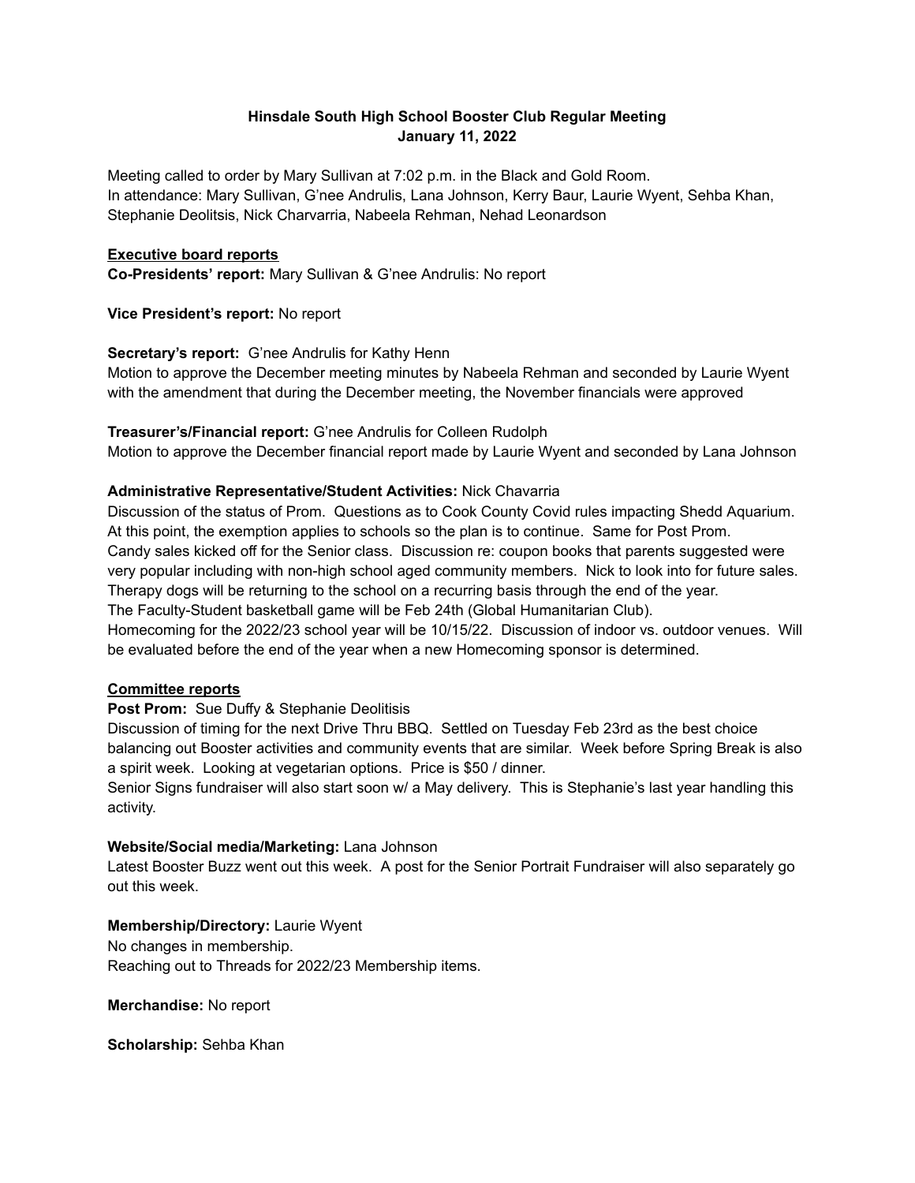**Hinsdale South High School Booster Club Regular Meeting**
**January 11, 2022**

Meeting called to order by Mary Sullivan at 7:02 p.m. in the Black and Gold Room.
In attendance: Mary Sullivan, G'nee Andrulis, Lana Johnson, Kerry Baur, Laurie Wyent, Sehba Khan, Stephanie Deolitsis, Nick Charvarria, Nabeela Rehman, Nehad Leonardson

**Executive board reports**

**Co-Presidents' report:** Mary Sullivan & G'nee Andrulis: No report

**Vice President's report:** No report

**Secretary's report:** G'nee Andrulis for Kathy Henn
Motion to approve the December meeting minutes by Nabeela Rehman and seconded by Laurie Wyent with the amendment that during the December meeting, the November financials were approved

**Treasurer's/Financial report:** G'nee Andrulis for Colleen Rudolph
Motion to approve the December financial report made by Laurie Wyent and seconded by Lana Johnson

**Administrative Representative/Student Activities:** Nick Chavarria
Discussion of the status of Prom. Questions as to Cook County Covid rules impacting Shedd Aquarium. At this point, the exemption applies to schools so the plan is to continue. Same for Post Prom.
Candy sales kicked off for the Senior class. Discussion re: coupon books that parents suggested were very popular including with non-high school aged community members. Nick to look into for future sales.
Therapy dogs will be returning to the school on a recurring basis through the end of the year.
The Faculty-Student basketball game will be Feb 24th (Global Humanitarian Club).
Homecoming for the 2022/23 school year will be 10/15/22. Discussion of indoor vs. outdoor venues. Will be evaluated before the end of the year when a new Homecoming sponsor is determined.

**Committee reports**

**Post Prom:** Sue Duffy & Stephanie Deolitisis
Discussion of timing for the next Drive Thru BBQ. Settled on Tuesday Feb 23rd as the best choice balancing out Booster activities and community events that are similar. Week before Spring Break is also a spirit week. Looking at vegetarian options. Price is $50 / dinner.
Senior Signs fundraiser will also start soon w/ a May delivery. This is Stephanie's last year handling this activity.

**Website/Social media/Marketing:** Lana Johnson
Latest Booster Buzz went out this week. A post for the Senior Portrait Fundraiser will also separately go out this week.

**Membership/Directory:** Laurie Wyent
No changes in membership.
Reaching out to Threads for 2022/23 Membership items.

**Merchandise:** No report

**Scholarship:** Sehba Khan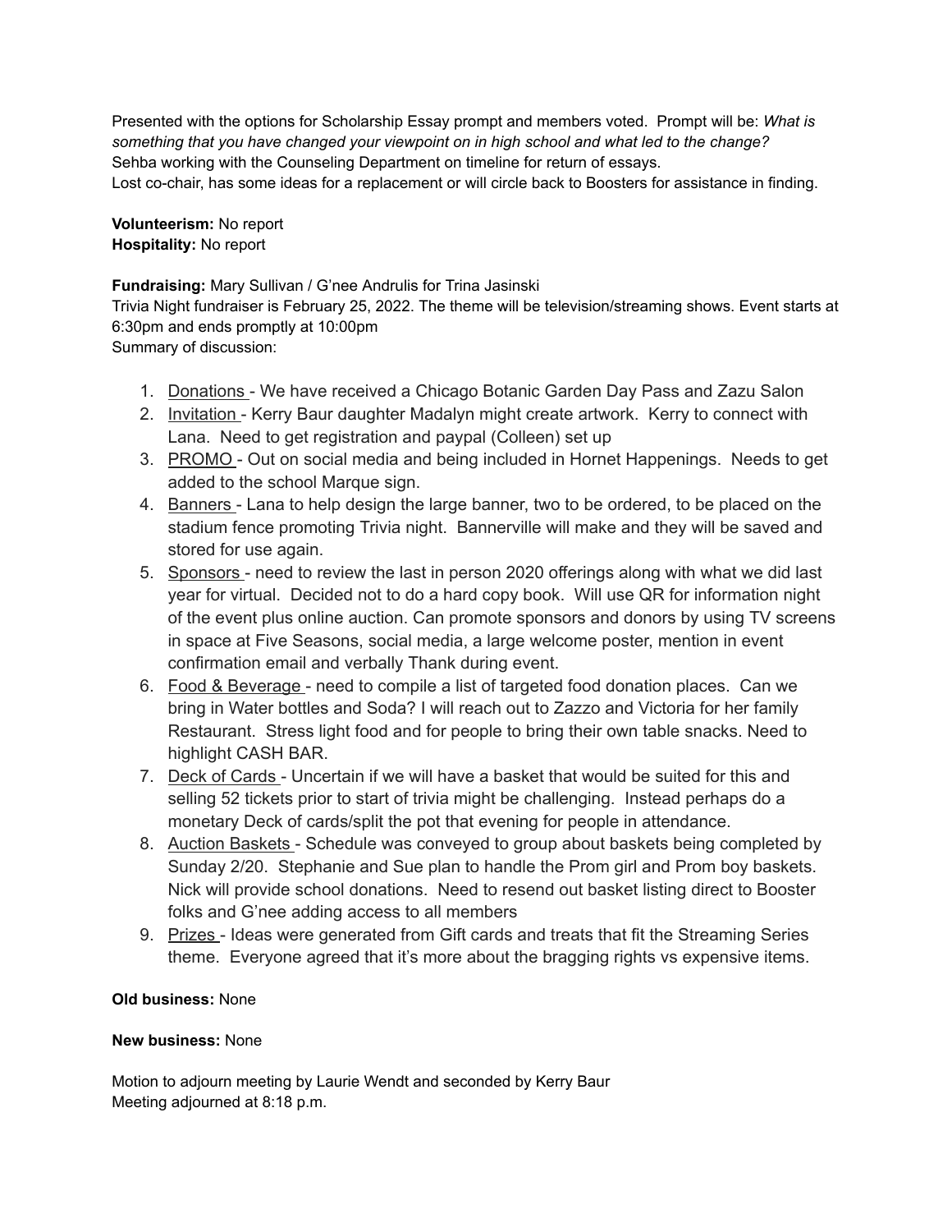Presented with the options for Scholarship Essay prompt and members voted. Prompt will be: *What is something that you have changed your viewpoint on in high school and what led to the change?*
Sehba working with the Counseling Department on timeline for return of essays.
Lost co-chair, has some ideas for a replacement or will circle back to Boosters for assistance in finding.

**Volunteerism:** No report
**Hospitality:** No report

**Fundraising:** Mary Sullivan / G'nee Andrulis for Trina Jasinski
Trivia Night fundraiser is February 25, 2022. The theme will be television/streaming shows. Event starts at 6:30pm and ends promptly at 10:00pm
Summary of discussion:

1. Donations - We have received a Chicago Botanic Garden Day Pass and Zazu Salon
2. Invitation - Kerry Baur daughter Madalyn might create artwork. Kerry to connect with Lana. Need to get registration and paypal (Colleen) set up
3. PROMO - Out on social media and being included in Hornet Happenings. Needs to get added to the school Marque sign.
4. Banners - Lana to help design the large banner, two to be ordered, to be placed on the stadium fence promoting Trivia night. Bannerville will make and they will be saved and stored for use again.
5. Sponsors - need to review the last in person 2020 offerings along with what we did last year for virtual. Decided not to do a hard copy book. Will use QR for information night of the event plus online auction. Can promote sponsors and donors by using TV screens in space at Five Seasons, social media, a large welcome poster, mention in event confirmation email and verbally Thank during event.
6. Food & Beverage - need to compile a list of targeted food donation places. Can we bring in Water bottles and Soda? I will reach out to Zazzo and Victoria for her family Restaurant. Stress light food and for people to bring their own table snacks. Need to highlight CASH BAR.
7. Deck of Cards - Uncertain if we will have a basket that would be suited for this and selling 52 tickets prior to start of trivia might be challenging. Instead perhaps do a monetary Deck of cards/split the pot that evening for people in attendance.
8. Auction Baskets - Schedule was conveyed to group about baskets being completed by Sunday 2/20. Stephanie and Sue plan to handle the Prom girl and Prom boy baskets. Nick will provide school donations. Need to resend out basket listing direct to Booster folks and G'nee adding access to all members
9. Prizes - Ideas were generated from Gift cards and treats that fit the Streaming Series theme. Everyone agreed that it's more about the bragging rights vs expensive items.

**Old business:** None

**New business:** None

Motion to adjourn meeting by Laurie Wendt and seconded by Kerry Baur
Meeting adjourned at 8:18 p.m.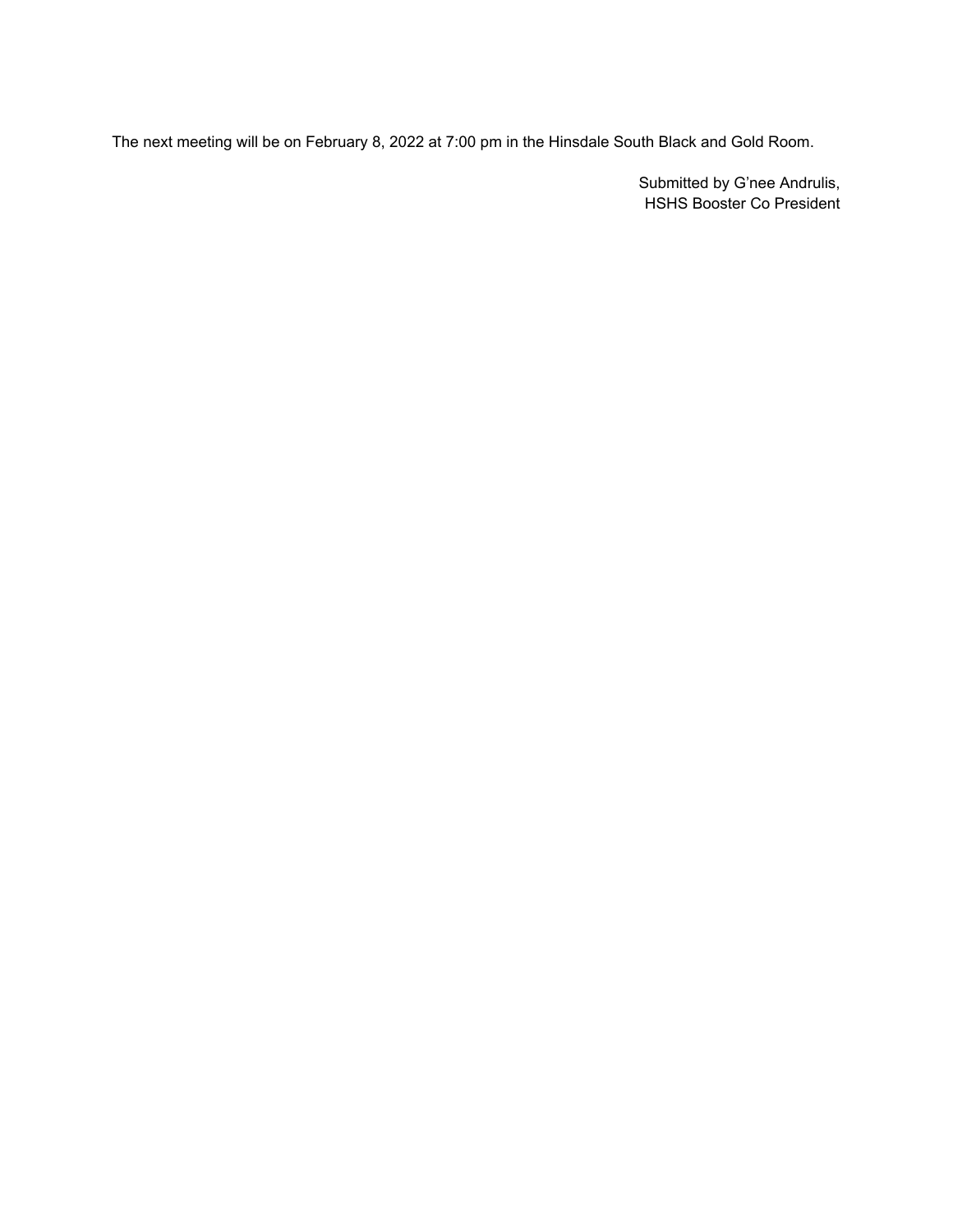The next meeting will be on February 8, 2022 at 7:00 pm in the Hinsdale South Black and Gold Room.

Submitted by G'nee Andrulis,
HSHS Booster Co President